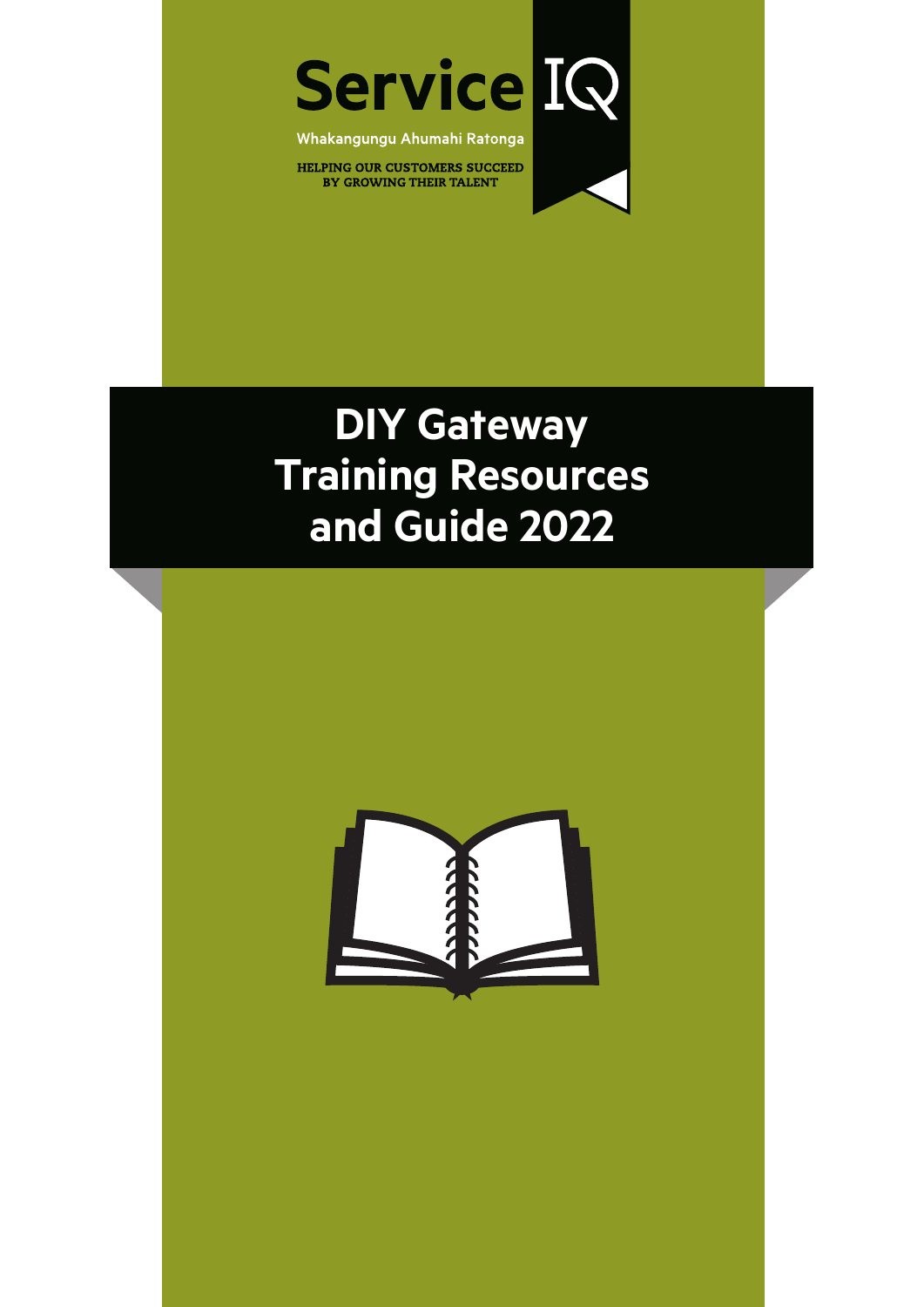Service IQ

Whakangungu Ahumahi Ratonga

HELPING OUR CUSTOMERS SUCCEED BY GROWING THEIR TALENT

# DIY Gateway Training Resources and Guide 2022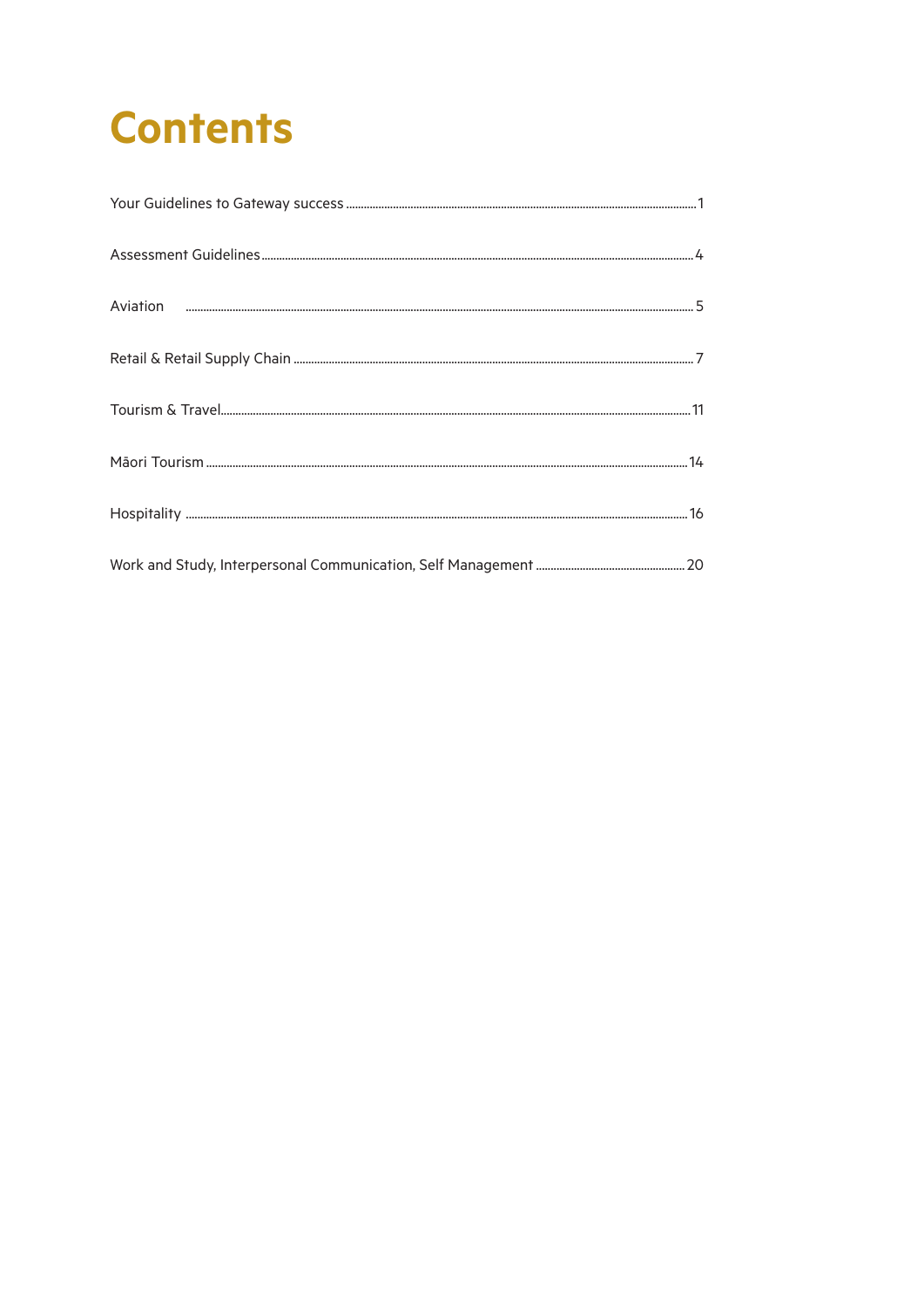# Contents

| | |
|---|---|
| Your Guidelines to Gateway success | 1 |
| Assessment Guidelines | 4 |
| Aviation | 5 |
| Retail & Retail Supply Chain | 7 |
| Tourism & Travel | 11 |
| Māori Tourism | 14 |
| Hospitality | 16 |
| Work and Study, Interpersonal Communication, Self Management | 20 |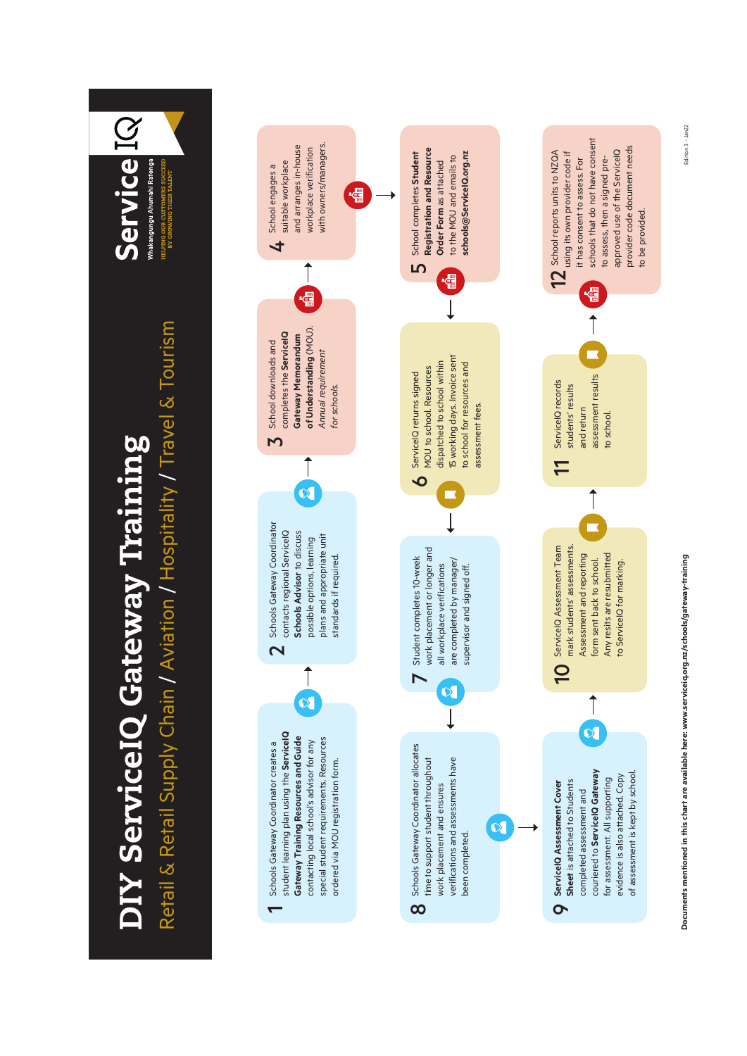# DIY ServiceIQ Gateway Training

## Retail & Retail Supply Chain / Aviation / Hospitality / Travel & Tourism

ServiceIQ
Whakangungu Ahumahi Ratonga
HELPING OUR CUSTOMERS SUCCEED BY GROWING THEIR TALENT

**1** Schools Gateway Coordinator creates a student learning plan using the **ServiceIQ Gateway Training Resources and Guide** contacting local school's advisor for any special student requirements. Resources ordered via MOU registration form.

**2** Schools Gateway Coordinator contacts regional ServiceIQ **Schools Advisor** to discuss possible options, learning plans and appropriate unit standards if required.

**3** School downloads and completes the **ServiceIQ Gateway Memorandum of Understanding** (MOU). *Annual requirement for schools.*

**4** School engages a suitable workplace and arranges in-house workplace verification with owners/managers.

**5** School completes **Student Registration and Resource Order Form** as attached to the MOU and emails to **schools@ServiceIQ.org.nz**

**6** ServiceIQ returns signed MOU to school. Resources dispatched to school within 15 working days. Invoice sent to school for resources and assessment fees.

**7** Student completes 10-week work placement or longer and all workplace verifications are completed by manager/supervisor and signed off.

**8** Schools Gateway Coordinator allocates time to support student throughout work placement and ensures verifications and assessments have been completed.

**9** **ServiceIQ Assessment Cover Sheet** is attached to Students completed assessment and couriered to **ServiceIQ Gateway** for assessment. All supporting evidence is also attached. Copy of assessment is kept by school.

**10** ServiceIQ Assessment Team mark students' assessments. Assessment and reporting form sent back to school. Any results are resubmitted to ServiceIQ for marking.

**11** ServiceIQ records students' results and return assessment results to school.

**12** School reports units to NZQA using its own provider code if it has consent to assess. For schools that do not have consent to assess, then a signed pre-approved use of the ServiceIQ provider code document needs to be provided.

Documents mentioned in this chart are available here: www.serviceiq.org.nz/schools/gateway-training

Edition 3 – Jan22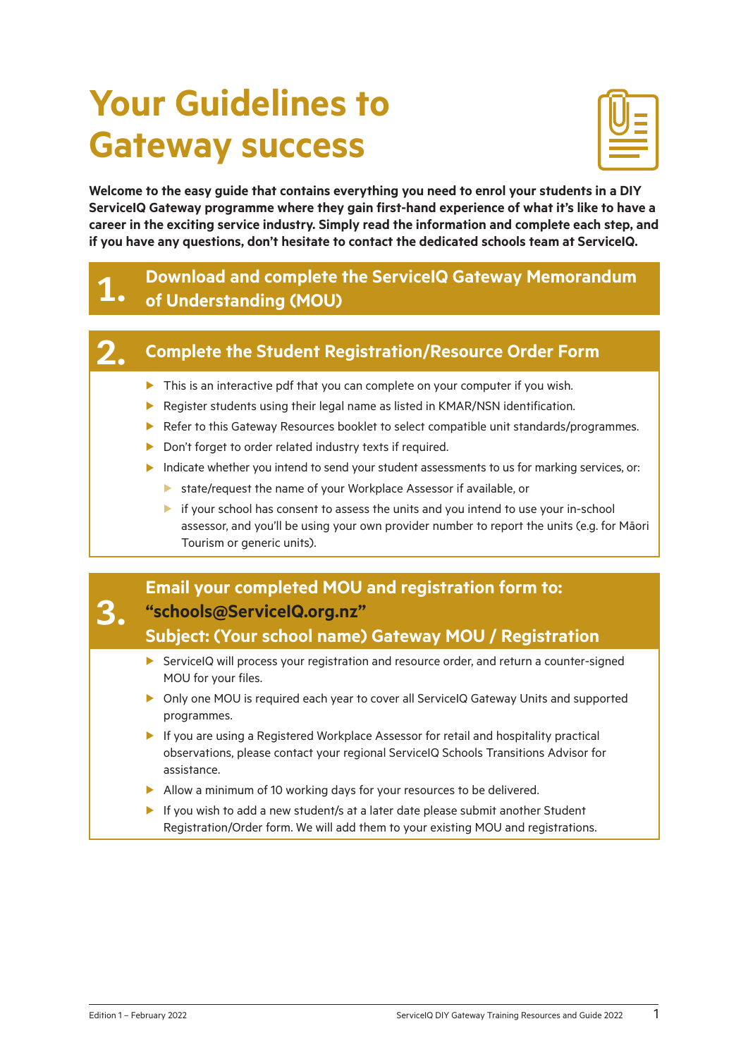# Your Guidelines to Gateway success

**Welcome to the easy guide that contains everything you need to enrol your students in a DIY ServiceIQ Gateway programme where they gain first-hand experience of what it's like to have a career in the exciting service industry. Simply read the information and complete each step, and if you have any questions, don't hesitate to contact the dedicated schools team at ServiceIQ.**

## 1. Download and complete the ServiceIQ Gateway Memorandum of Understanding (MOU)

## 2. Complete the Student Registration/Resource Order Form

- This is an interactive pdf that you can complete on your computer if you wish.
- Register students using their legal name as listed in KMAR/NSN identification.
- Refer to this Gateway Resources booklet to select compatible unit standards/programmes.
- Don't forget to order related industry texts if required.
- Indicate whether you intend to send your student assessments to us for marking services, or:
  - state/request the name of your Workplace Assessor if available, or
  - if your school has consent to assess the units and you intend to use your in-school assessor, and you'll be using your own provider number to report the units (e.g. for Māori Tourism or generic units).

## 3. Email your completed MOU and registration form to: "schools@ServiceIQ.org.nz" Subject: (Your school name) Gateway MOU / Registration

- ServiceIQ will process your registration and resource order, and return a counter-signed MOU for your files.
- Only one MOU is required each year to cover all ServiceIQ Gateway Units and supported programmes.
- If you are using a Registered Workplace Assessor for retail and hospitality practical observations, please contact your regional ServiceIQ Schools Transitions Advisor for assistance.
- Allow a minimum of 10 working days for your resources to be delivered.
- If you wish to add a new student/s at a later date please submit another Student Registration/Order form. We will add them to your existing MOU and registrations.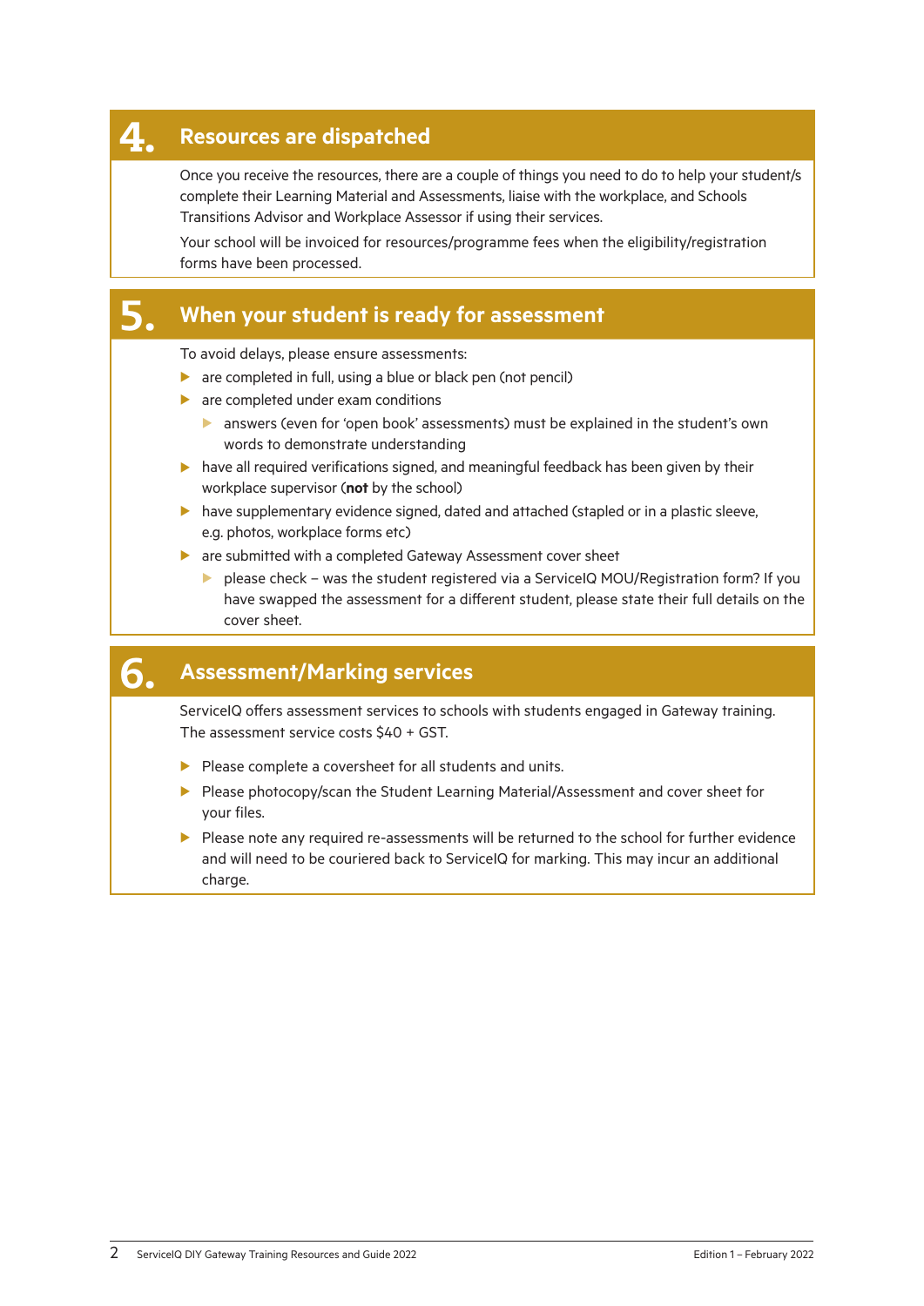## 4. Resources are dispatched

Once you receive the resources, there are a couple of things you need to do to help your student/s complete their Learning Material and Assessments, liaise with the workplace, and Schools Transitions Advisor and Workplace Assessor if using their services.

Your school will be invoiced for resources/programme fees when the eligibility/registration forms have been processed.

## 5. When your student is ready for assessment

To avoid delays, please ensure assessments:

- are completed in full, using a blue or black pen (not pencil)
- are completed under exam conditions
  - answers (even for 'open book' assessments) must be explained in the student's own words to demonstrate understanding
- have all required verifications signed, and meaningful feedback has been given by their workplace supervisor (**not** by the school)
- have supplementary evidence signed, dated and attached (stapled or in a plastic sleeve, e.g. photos, workplace forms etc)
- are submitted with a completed Gateway Assessment cover sheet
  - please check – was the student registered via a ServiceIQ MOU/Registration form? If you have swapped the assessment for a different student, please state their full details on the cover sheet.

## 6. Assessment/Marking services

ServiceIQ offers assessment services to schools with students engaged in Gateway training. The assessment service costs $40 + GST.

- Please complete a coversheet for all students and units.
- Please photocopy/scan the Student Learning Material/Assessment and cover sheet for your files.
- Please note any required re-assessments will be returned to the school for further evidence and will need to be couriered back to ServiceIQ for marking. This may incur an additional charge.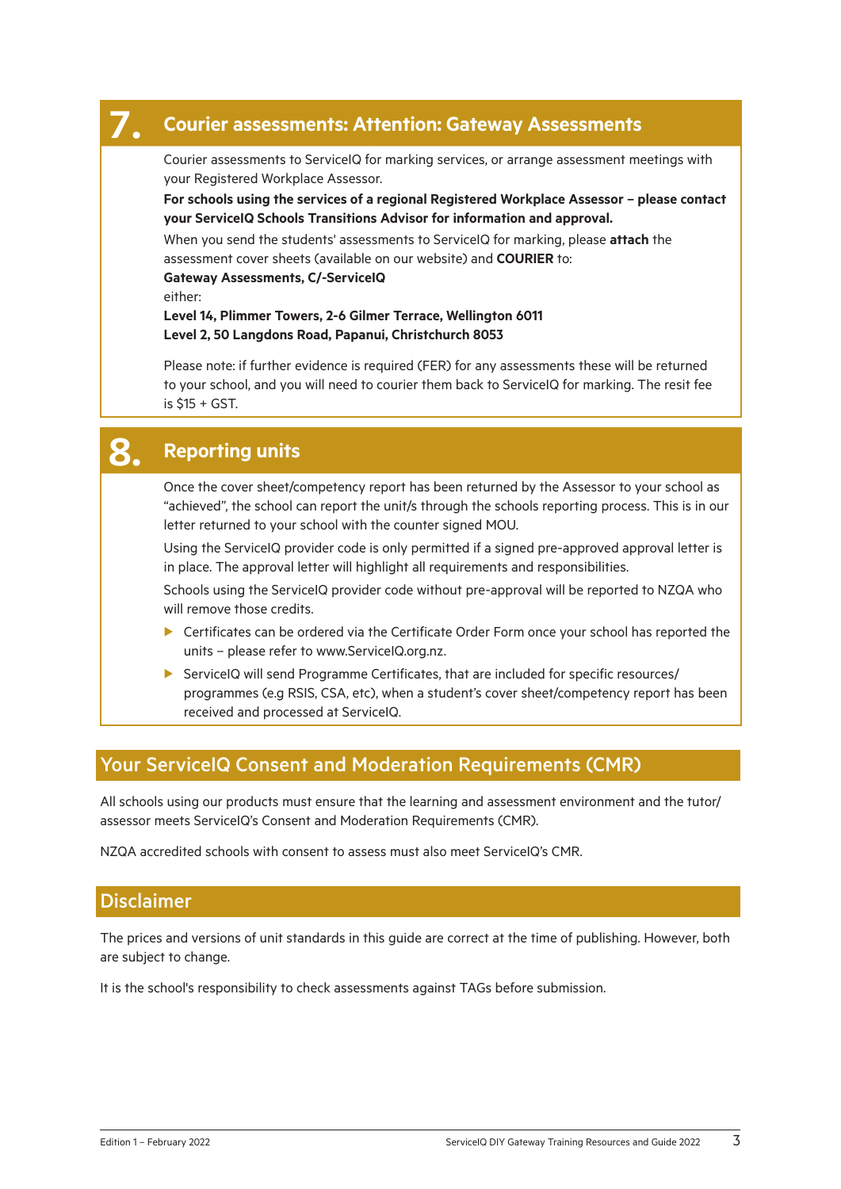## 7. Courier assessments: Attention: Gateway Assessments

Courier assessments to ServiceIQ for marking services, or arrange assessment meetings with your Registered Workplace Assessor.

**For schools using the services of a regional Registered Workplace Assessor – please contact your ServiceIQ Schools Transitions Advisor for information and approval.**

When you send the students' assessments to ServiceIQ for marking, please **attach** the assessment cover sheets (available on our website) and **COURIER** to:

**Gateway Assessments, C/-ServiceIQ**

either:

**Level 14, Plimmer Towers, 2-6 Gilmer Terrace, Wellington 6011**

**Level 2, 50 Langdons Road, Papanui, Christchurch 8053**

Please note: if further evidence is required (FER) for any assessments these will be returned to your school, and you will need to courier them back to ServiceIQ for marking. The resit fee is $15 + GST.

## 8. Reporting units

Once the cover sheet/competency report has been returned by the Assessor to your school as "achieved", the school can report the unit/s through the schools reporting process. This is in our letter returned to your school with the counter signed MOU.

Using the ServiceIQ provider code is only permitted if a signed pre-approved approval letter is in place. The approval letter will highlight all requirements and responsibilities.

Schools using the ServiceIQ provider code without pre-approval will be reported to NZQA who will remove those credits.

- Certificates can be ordered via the Certificate Order Form once your school has reported the units – please refer to www.ServiceIQ.org.nz.
- ServiceIQ will send Programme Certificates, that are included for specific resources/ programmes (e.g RSIS, CSA, etc), when a student's cover sheet/competency report has been received and processed at ServiceIQ.

## Your ServiceIQ Consent and Moderation Requirements (CMR)

All schools using our products must ensure that the learning and assessment environment and the tutor/ assessor meets ServiceIQ's Consent and Moderation Requirements (CMR).

NZQA accredited schools with consent to assess must also meet ServiceIQ's CMR.

## Disclaimer

The prices and versions of unit standards in this guide are correct at the time of publishing. However, both are subject to change.

It is the school's responsibility to check assessments against TAGs before submission.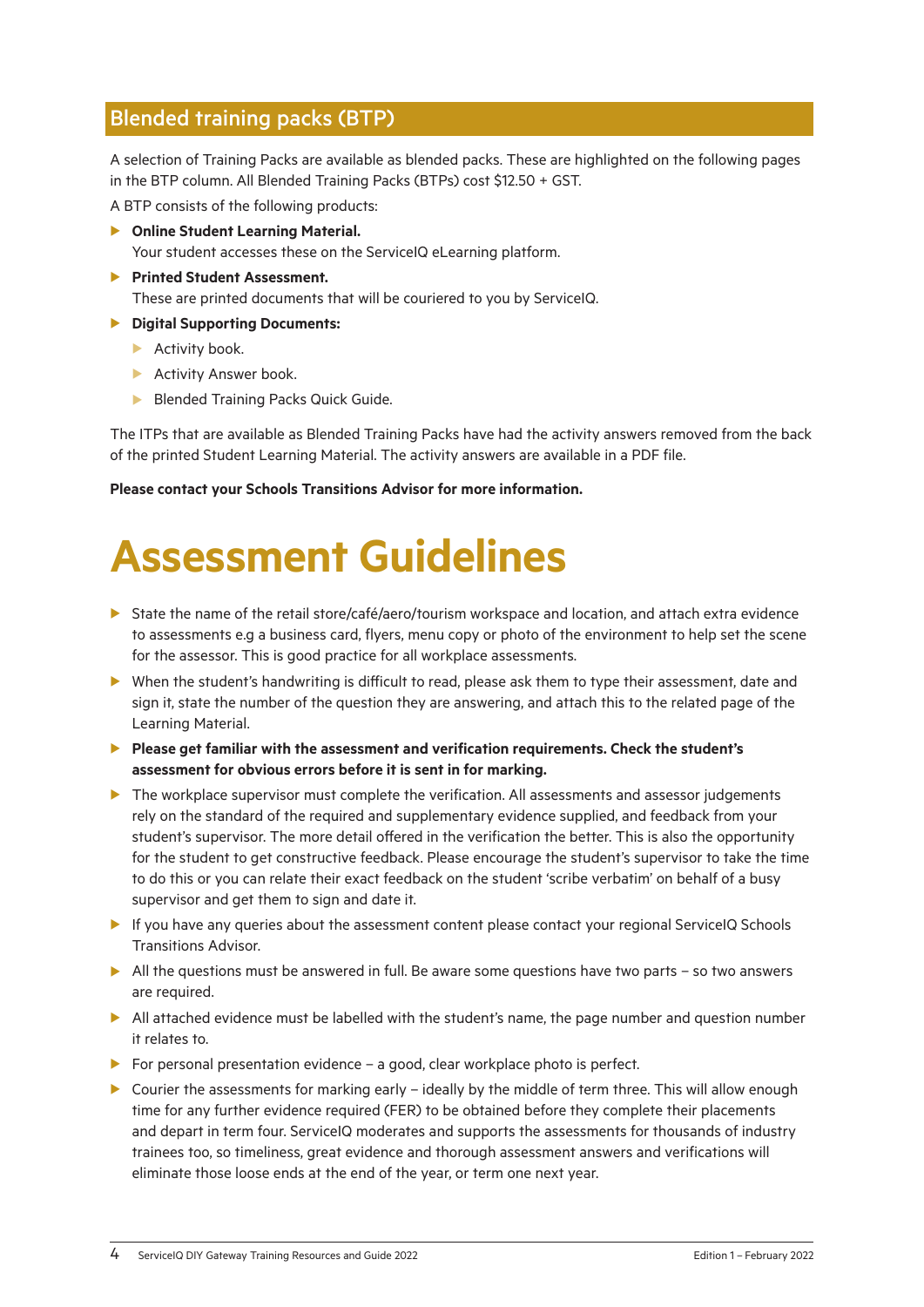## Blended training packs (BTP)

A selection of Training Packs are available as blended packs. These are highlighted on the following pages in the BTP column. All Blended Training Packs (BTPs) cost $12.50 + GST.

A BTP consists of the following products:

- **Online Student Learning Material.**
  Your student accesses these on the ServiceIQ eLearning platform.
- **Printed Student Assessment.**
  These are printed documents that will be couriered to you by ServiceIQ.
- **Digital Supporting Documents:**
  - Activity book.
  - Activity Answer book.
  - Blended Training Packs Quick Guide.

The ITPs that are available as Blended Training Packs have had the activity answers removed from the back of the printed Student Learning Material. The activity answers are available in a PDF file.

**Please contact your Schools Transitions Advisor for more information.**

# Assessment Guidelines

- State the name of the retail store/café/aero/tourism workspace and location, and attach extra evidence to assessments e.g a business card, flyers, menu copy or photo of the environment to help set the scene for the assessor. This is good practice for all workplace assessments.
- When the student's handwriting is difficult to read, please ask them to type their assessment, date and sign it, state the number of the question they are answering, and attach this to the related page of the Learning Material.
- **Please get familiar with the assessment and verification requirements. Check the student's assessment for obvious errors before it is sent in for marking.**
- The workplace supervisor must complete the verification. All assessments and assessor judgements rely on the standard of the required and supplementary evidence supplied, and feedback from your student's supervisor. The more detail offered in the verification the better. This is also the opportunity for the student to get constructive feedback. Please encourage the student's supervisor to take the time to do this or you can relate their exact feedback on the student 'scribe verbatim' on behalf of a busy supervisor and get them to sign and date it.
- If you have any queries about the assessment content please contact your regional ServiceIQ Schools Transitions Advisor.
- All the questions must be answered in full. Be aware some questions have two parts – so two answers are required.
- All attached evidence must be labelled with the student's name, the page number and question number it relates to.
- For personal presentation evidence – a good, clear workplace photo is perfect.
- Courier the assessments for marking early – ideally by the middle of term three. This will allow enough time for any further evidence required (FER) to be obtained before they complete their placements and depart in term four. ServiceIQ moderates and supports the assessments for thousands of industry trainees too, so timeliness, great evidence and thorough assessment answers and verifications will eliminate those loose ends at the end of the year, or term one next year.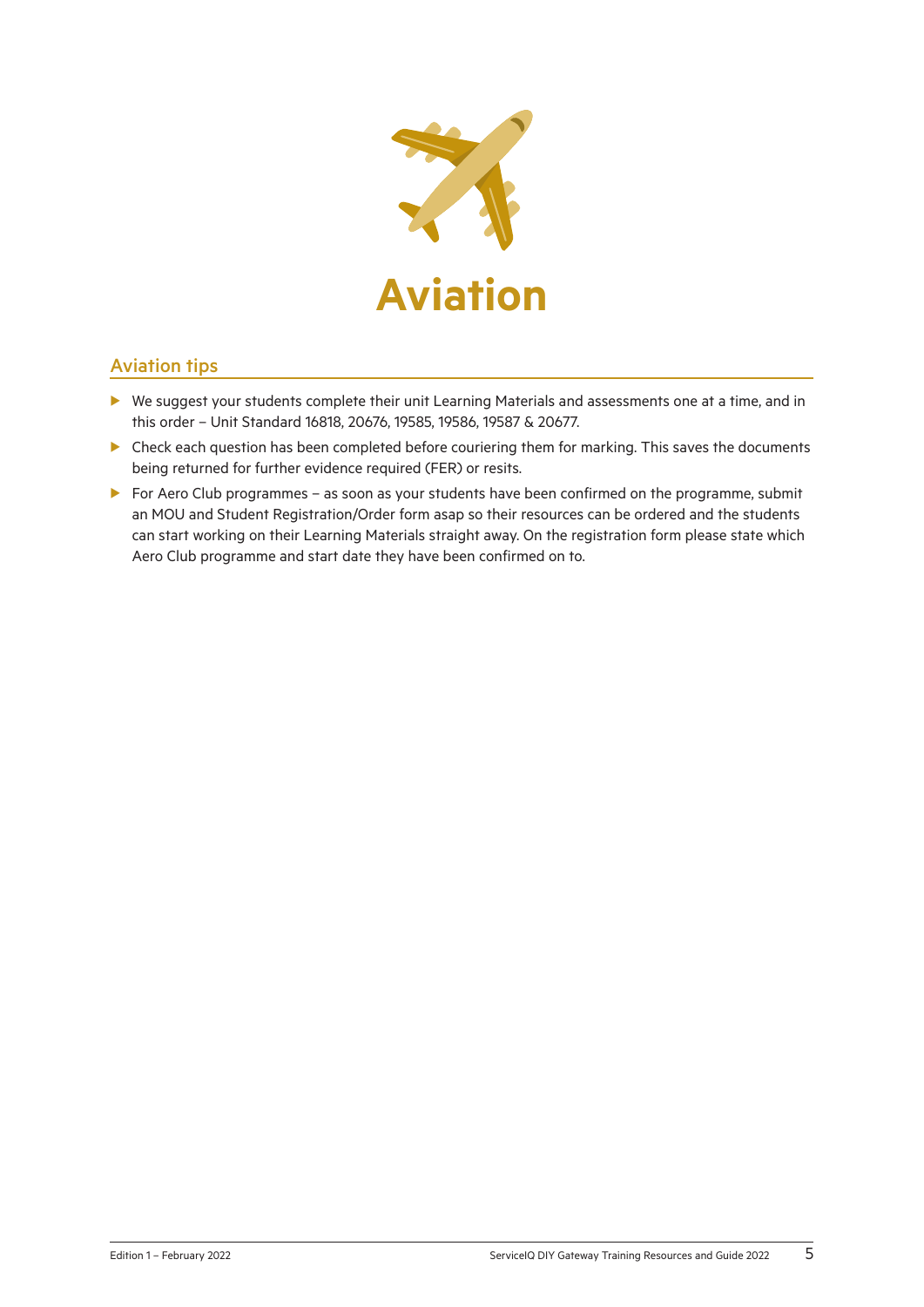# Aviation

## Aviation tips

- We suggest your students complete their unit Learning Materials and assessments one at a time, and in this order – Unit Standard 16818, 20676, 19585, 19586, 19587 & 20677.
- Check each question has been completed before couriering them for marking. This saves the documents being returned for further evidence required (FER) or resits.
- For Aero Club programmes – as soon as your students have been confirmed on the programme, submit an MOU and Student Registration/Order form asap so their resources can be ordered and the students can start working on their Learning Materials straight away. On the registration form please state which Aero Club programme and start date they have been confirmed on to.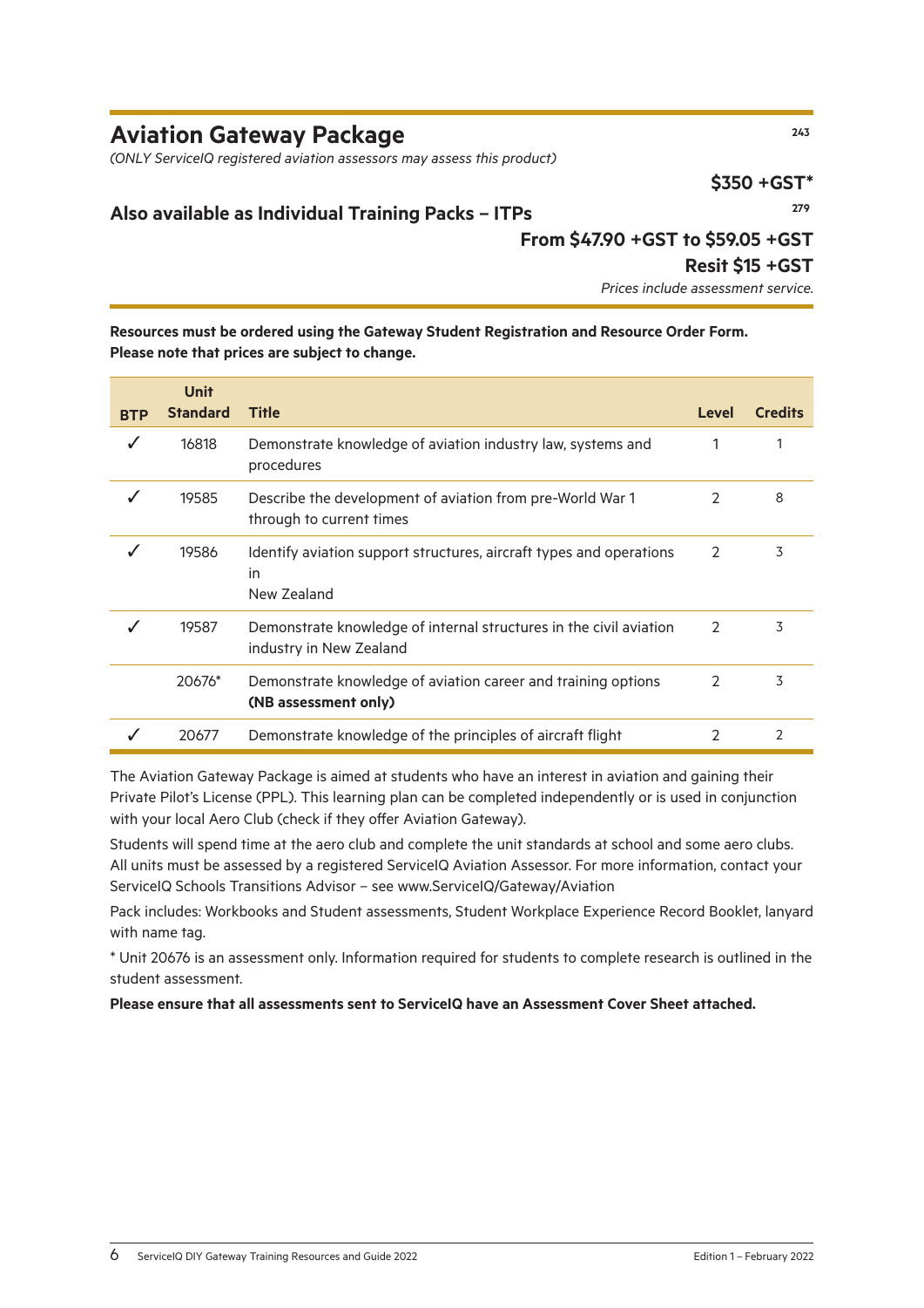## Aviation Gateway Package

243

*(ONLY ServiceIQ registered aviation assessors may assess this product)*

**$350 +GST***

### Also available as Individual Training Packs – ITPs

279

**From $47.90 +GST to $59.05 +GST**

**Resit $15 +GST**

*Prices include assessment service.*

**Resources must be ordered using the Gateway Student Registration and Resource Order Form. Please note that prices are subject to change.**

| BTP | Unit Standard | Title | Level | Credits |
|---|---|---|---|---|
| ✓ | 16818 | Demonstrate knowledge of aviation industry law, systems and procedures | 1 | 1 |
| ✓ | 19585 | Describe the development of aviation from pre-World War 1 through to current times | 2 | 8 |
| ✓ | 19586 | Identify aviation support structures, aircraft types and operations in New Zealand | 2 | 3 |
| ✓ | 19587 | Demonstrate knowledge of internal structures in the civil aviation industry in New Zealand | 2 | 3 |
| | 20676* | Demonstrate knowledge of aviation career and training options **(NB assessment only)** | 2 | 3 |
| ✓ | 20677 | Demonstrate knowledge of the principles of aircraft flight | 2 | 2 |

The Aviation Gateway Package is aimed at students who have an interest in aviation and gaining their Private Pilot's License (PPL). This learning plan can be completed independently or is used in conjunction with your local Aero Club (check if they offer Aviation Gateway).

Students will spend time at the aero club and complete the unit standards at school and some aero clubs. All units must be assessed by a registered ServiceIQ Aviation Assessor. For more information, contact your ServiceIQ Schools Transitions Advisor – see www.ServiceIQ/Gateway/Aviation

Pack includes: Workbooks and Student assessments, Student Workplace Experience Record Booklet, lanyard with name tag.

* Unit 20676 is an assessment only. Information required for students to complete research is outlined in the student assessment.

**Please ensure that all assessments sent to ServiceIQ have an Assessment Cover Sheet attached.**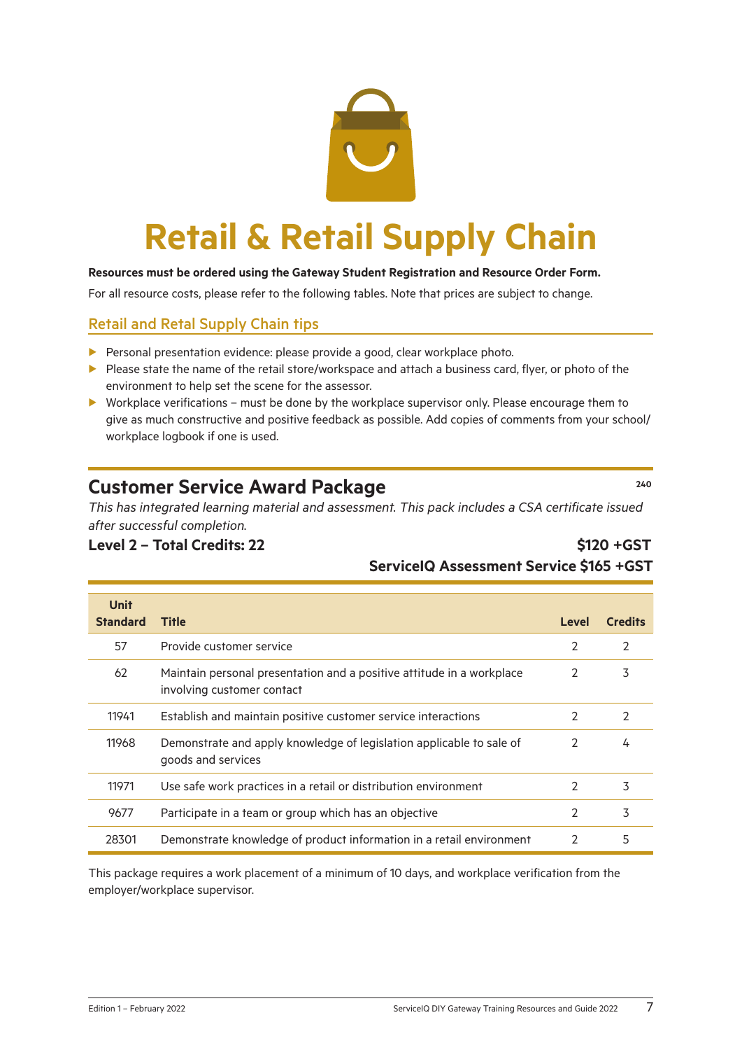# Retail & Retail Supply Chain

**Resources must be ordered using the Gateway Student Registration and Resource Order Form.**

For all resource costs, please refer to the following tables. Note that prices are subject to change.

## Retail and Retal Supply Chain tips

- Personal presentation evidence: please provide a good, clear workplace photo.
- Please state the name of the retail store/workspace and attach a business card, flyer, or photo of the environment to help set the scene for the assessor.
- Workplace verifications – must be done by the workplace supervisor only. Please encourage them to give as much constructive and positive feedback as possible. Add copies of comments from your school/ workplace logbook if one is used.

## Customer Service Award Package

240

*This has integrated learning material and assessment. This pack includes a CSA certificate issued after successful completion.*

**Level 2 – Total Credits: 22**

**$120 +GST**

**ServiceIQ Assessment Service $165 +GST**

| Unit Standard | Title | Level | Credits |
|---|---|---|---|
| 57 | Provide customer service | 2 | 2 |
| 62 | Maintain personal presentation and a positive attitude in a workplace involving customer contact | 2 | 3 |
| 11941 | Establish and maintain positive customer service interactions | 2 | 2 |
| 11968 | Demonstrate and apply knowledge of legislation applicable to sale of goods and services | 2 | 4 |
| 11971 | Use safe work practices in a retail or distribution environment | 2 | 3 |
| 9677 | Participate in a team or group which has an objective | 2 | 3 |
| 28301 | Demonstrate knowledge of product information in a retail environment | 2 | 5 |

This package requires a work placement of a minimum of 10 days, and workplace verification from the employer/workplace supervisor.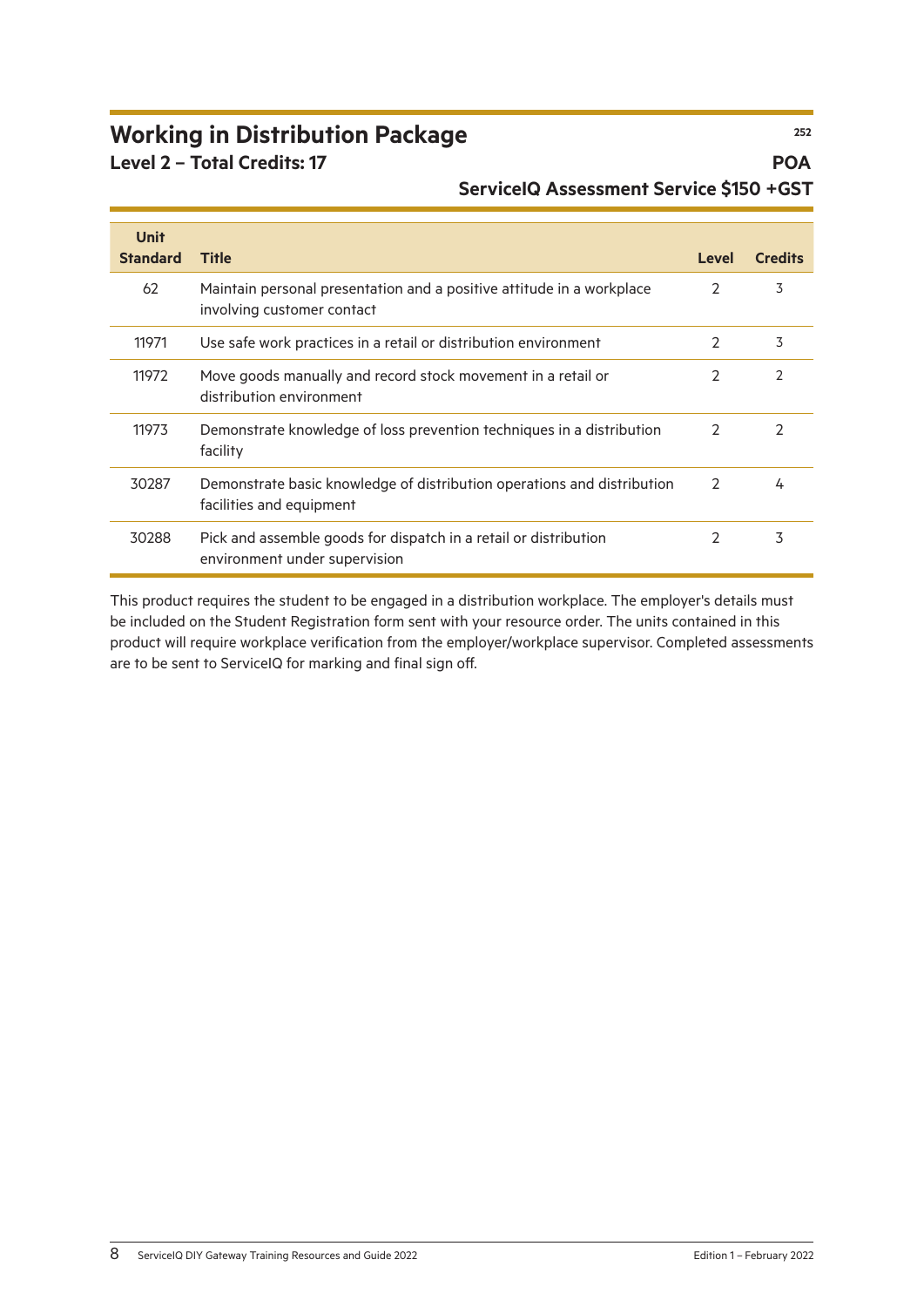## Working in Distribution Package

252

**Level 2 – Total Credits: 17**

**POA**

**ServiceIQ Assessment Service $150 +GST**

| Unit Standard | Title | Level | Credits |
|---|---|---|---|
| 62 | Maintain personal presentation and a positive attitude in a workplace involving customer contact | 2 | 3 |
| 11971 | Use safe work practices in a retail or distribution environment | 2 | 3 |
| 11972 | Move goods manually and record stock movement in a retail or distribution environment | 2 | 2 |
| 11973 | Demonstrate knowledge of loss prevention techniques in a distribution facility | 2 | 2 |
| 30287 | Demonstrate basic knowledge of distribution operations and distribution facilities and equipment | 2 | 4 |
| 30288 | Pick and assemble goods for dispatch in a retail or distribution environment under supervision | 2 | 3 |

This product requires the student to be engaged in a distribution workplace. The employer's details must be included on the Student Registration form sent with your resource order. The units contained in this product will require workplace verification from the employer/workplace supervisor. Completed assessments are to be sent to ServiceIQ for marking and final sign off.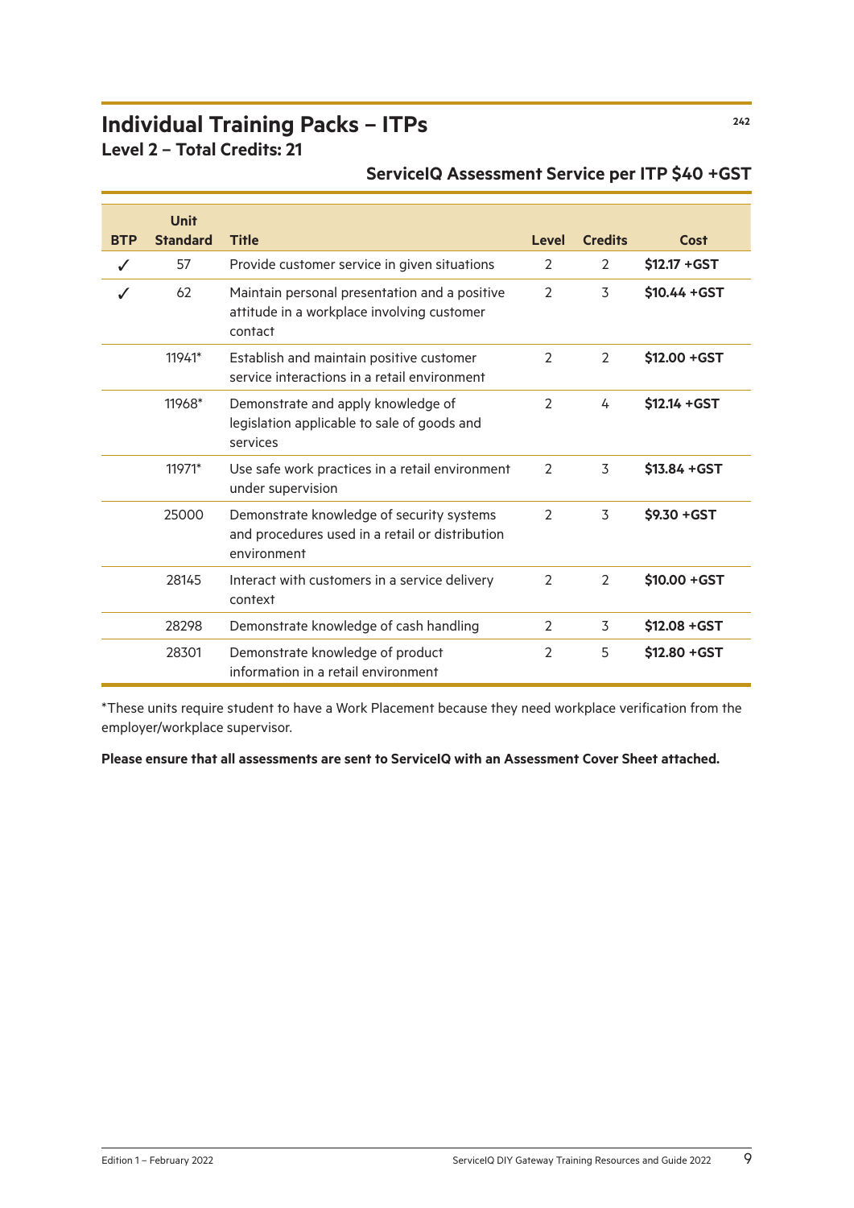# Individual Training Packs – ITPs

**Level 2 – Total Credits: 21**

### ServiceIQ Assessment Service per ITP $40 +GST

| BTP | Unit Standard | Title | Level | Credits | Cost |
|---|---|---|---|---|---|
| ✓ | 57 | Provide customer service in given situations | 2 | 2 | **$12.17 +GST** |
| ✓ | 62 | Maintain personal presentation and a positive attitude in a workplace involving customer contact | 2 | 3 | **$10.44 +GST** |
| | 11941* | Establish and maintain positive customer service interactions in a retail environment | 2 | 2 | **$12.00 +GST** |
| | 11968* | Demonstrate and apply knowledge of legislation applicable to sale of goods and services | 2 | 4 | **$12.14 +GST** |
| | 11971* | Use safe work practices in a retail environment under supervision | 2 | 3 | **$13.84 +GST** |
| | 25000 | Demonstrate knowledge of security systems and procedures used in a retail or distribution environment | 2 | 3 | **$9.30 +GST** |
| | 28145 | Interact with customers in a service delivery context | 2 | 2 | **$10.00 +GST** |
| | 28298 | Demonstrate knowledge of cash handling | 2 | 3 | **$12.08 +GST** |
| | 28301 | Demonstrate knowledge of product information in a retail environment | 2 | 5 | **$12.80 +GST** |

*These units require student to have a Work Placement because they need workplace verification from the employer/workplace supervisor.

**Please ensure that all assessments are sent to ServiceIQ with an Assessment Cover Sheet attached.**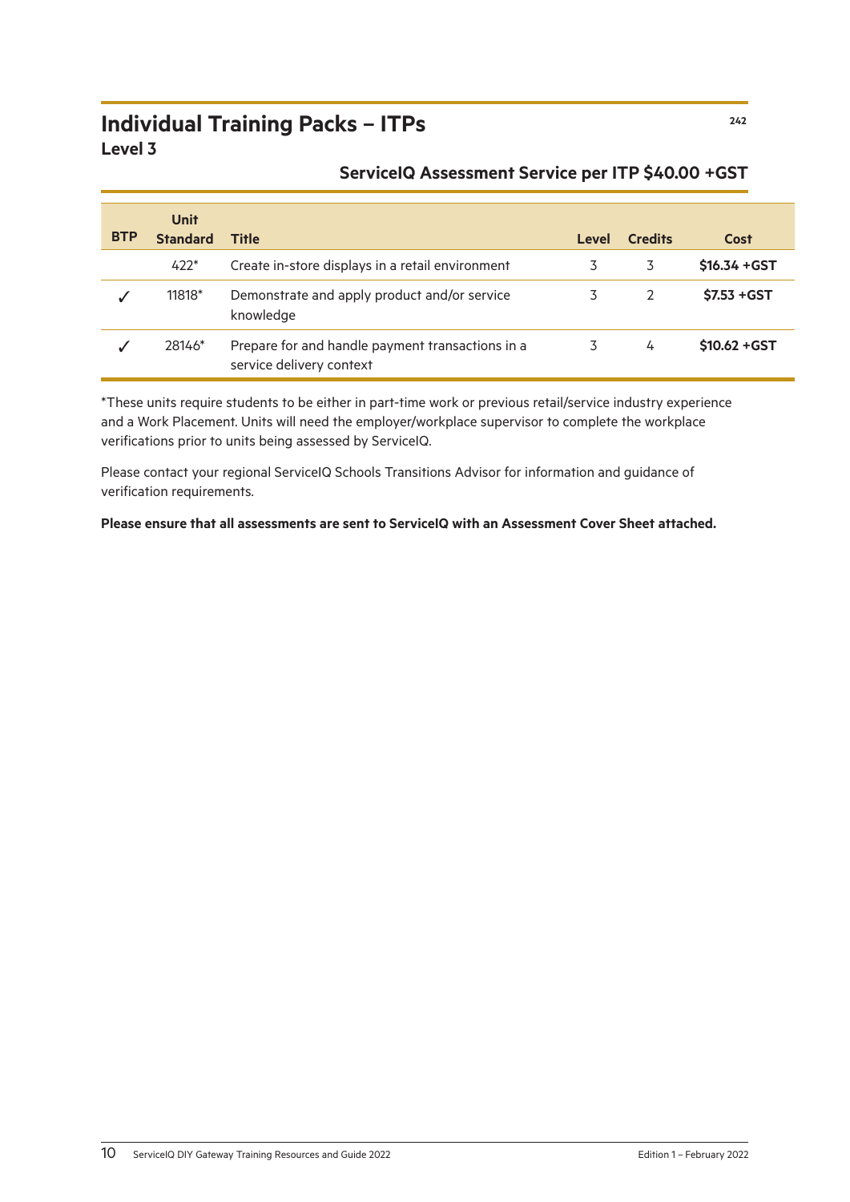# Individual Training Packs – ITPs

## Level 3

### ServiceIQ Assessment Service per ITP $40.00 +GST

| BTP | Unit Standard | Title | Level | Credits | Cost |
|---|---|---|---|---|---|
| | 422* | Create in-store displays in a retail environment | 3 | 3 | **$16.34 +GST** |
| ✓ | 11818* | Demonstrate and apply product and/or service knowledge | 3 | 2 | **$7.53 +GST** |
| ✓ | 28146* | Prepare for and handle payment transactions in a service delivery context | 3 | 4 | **$10.62 +GST** |

*These units require students to be either in part-time work or previous retail/service industry experience and a Work Placement. Units will need the employer/workplace supervisor to complete the workplace verifications prior to units being assessed by ServiceIQ.

Please contact your regional ServiceIQ Schools Transitions Advisor for information and guidance of verification requirements.

**Please ensure that all assessments are sent to ServiceIQ with an Assessment Cover Sheet attached.**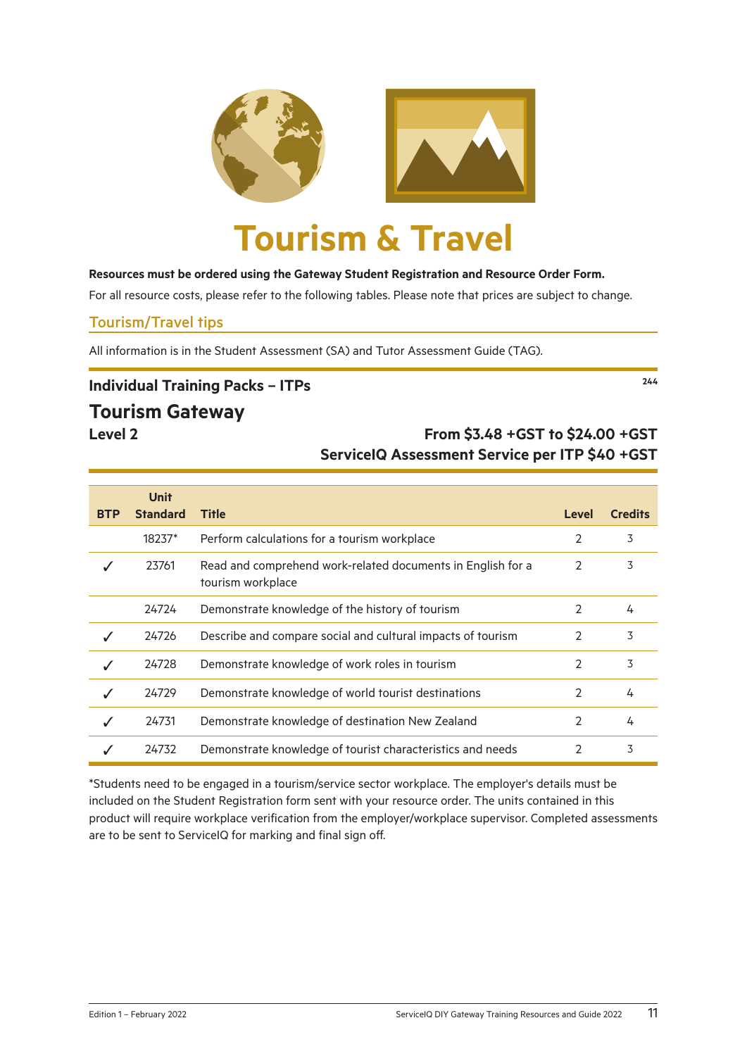# Tourism & Travel

**Resources must be ordered using the Gateway Student Registration and Resource Order Form.**

For all resource costs, please refer to the following tables. Please note that prices are subject to change.

## Tourism/Travel tips

All information is in the Student Assessment (SA) and Tutor Assessment Guide (TAG).

### Individual Training Packs – ITPs

244

## Tourism Gateway

**Level 2**

**From $3.48 +GST to $24.00 +GST**

**ServiceIQ Assessment Service per ITP $40 +GST**

| BTP | Unit Standard | Title | Level | Credits |
|---|---|---|---|---|
| | 18237* | Perform calculations for a tourism workplace | 2 | 3 |
| ✓ | 23761 | Read and comprehend work-related documents in English for a tourism workplace | 2 | 3 |
| | 24724 | Demonstrate knowledge of the history of tourism | 2 | 4 |
| ✓ | 24726 | Describe and compare social and cultural impacts of tourism | 2 | 3 |
| ✓ | 24728 | Demonstrate knowledge of work roles in tourism | 2 | 3 |
| ✓ | 24729 | Demonstrate knowledge of world tourist destinations | 2 | 4 |
| ✓ | 24731 | Demonstrate knowledge of destination New Zealand | 2 | 4 |
| ✓ | 24732 | Demonstrate knowledge of tourist characteristics and needs | 2 | 3 |

*Students need to be engaged in a tourism/service sector workplace. The employer's details must be included on the Student Registration form sent with your resource order. The units contained in this product will require workplace verification from the employer/workplace supervisor. Completed assessments are to be sent to ServiceIQ for marking and final sign off.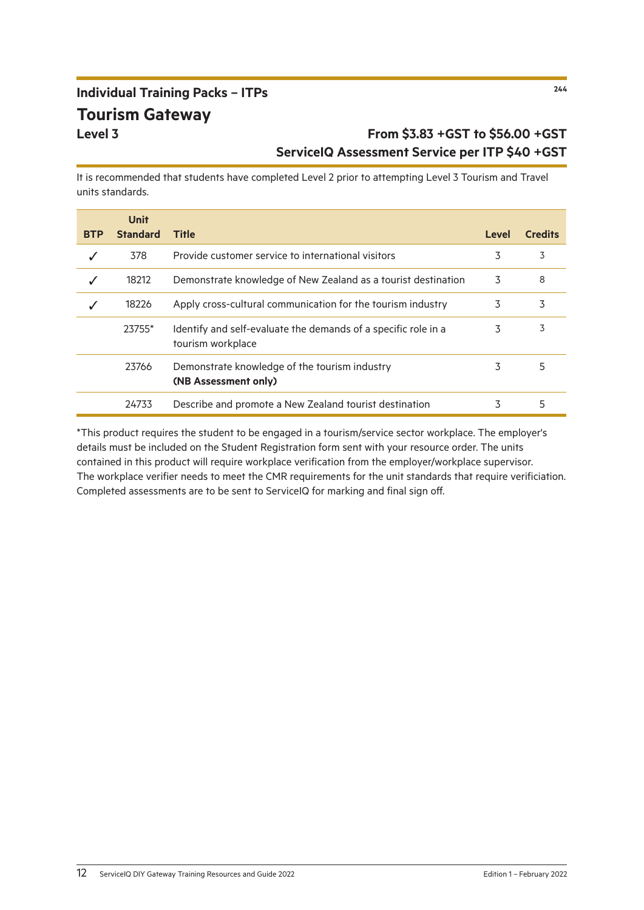## Individual Training Packs – ITPs

244

# Tourism Gateway

**Level 3**

**From $3.83 +GST to $56.00 +GST**
**ServiceIQ Assessment Service per ITP $40 +GST**

It is recommended that students have completed Level 2 prior to attempting Level 3 Tourism and Travel units standards.

| BTP | Unit Standard | Title | Level | Credits |
|---|---|---|---|---|
| ✓ | 378 | Provide customer service to international visitors | 3 | 3 |
| ✓ | 18212 | Demonstrate knowledge of New Zealand as a tourist destination | 3 | 8 |
| ✓ | 18226 | Apply cross-cultural communication for the tourism industry | 3 | 3 |
| | 23755* | Identify and self-evaluate the demands of a specific role in a tourism workplace | 3 | 3 |
| | 23766 | Demonstrate knowledge of the tourism industry **(NB Assessment only)** | 3 | 5 |
| | 24733 | Describe and promote a New Zealand tourist destination | 3 | 5 |

*This product requires the student to be engaged in a tourism/service sector workplace. The employer's details must be included on the Student Registration form sent with your resource order. The units contained in this product will require workplace verification from the employer/workplace supervisor. The workplace verifier needs to meet the CMR requirements for the unit standards that require verificiation. Completed assessments are to be sent to ServiceIQ for marking and final sign off.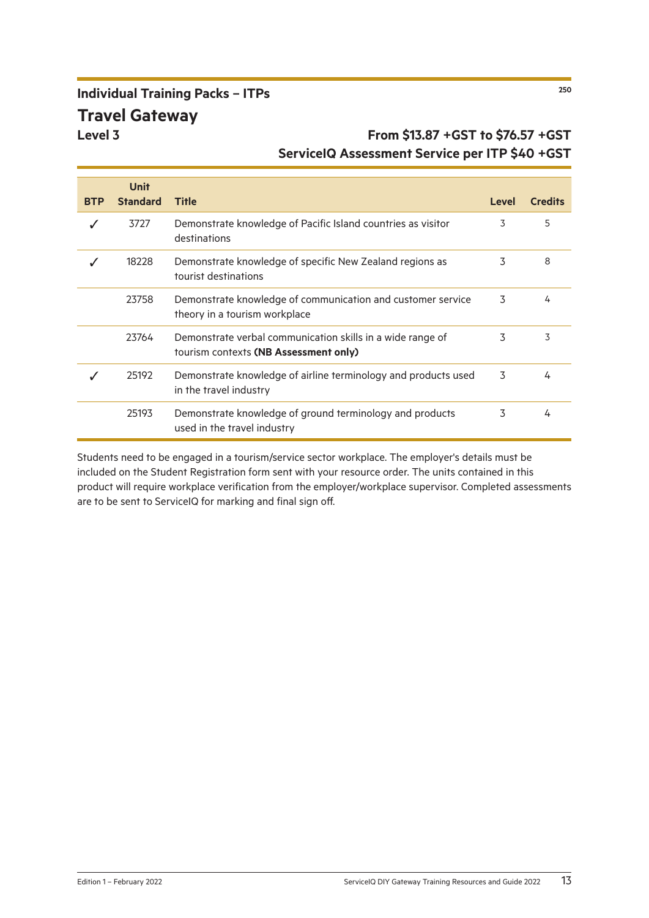## Individual Training Packs – ITPs

250

# Travel Gateway

### Level 3

**From $13.87 +GST to $76.57 +GST**
**ServiceIQ Assessment Service per ITP $40 +GST**

| BTP | Unit Standard | Title | Level | Credits |
|---|---|---|---|---|
| ✓ | 3727 | Demonstrate knowledge of Pacific Island countries as visitor destinations | 3 | 5 |
| ✓ | 18228 | Demonstrate knowledge of specific New Zealand regions as tourist destinations | 3 | 8 |
| | 23758 | Demonstrate knowledge of communication and customer service theory in a tourism workplace | 3 | 4 |
| | 23764 | Demonstrate verbal communication skills in a wide range of tourism contexts **(NB Assessment only)** | 3 | 3 |
| ✓ | 25192 | Demonstrate knowledge of airline terminology and products used in the travel industry | 3 | 4 |
| | 25193 | Demonstrate knowledge of ground terminology and products used in the travel industry | 3 | 4 |

Students need to be engaged in a tourism/service sector workplace. The employer's details must be included on the Student Registration form sent with your resource order. The units contained in this product will require workplace verification from the employer/workplace supervisor. Completed assessments are to be sent to ServiceIQ for marking and final sign off.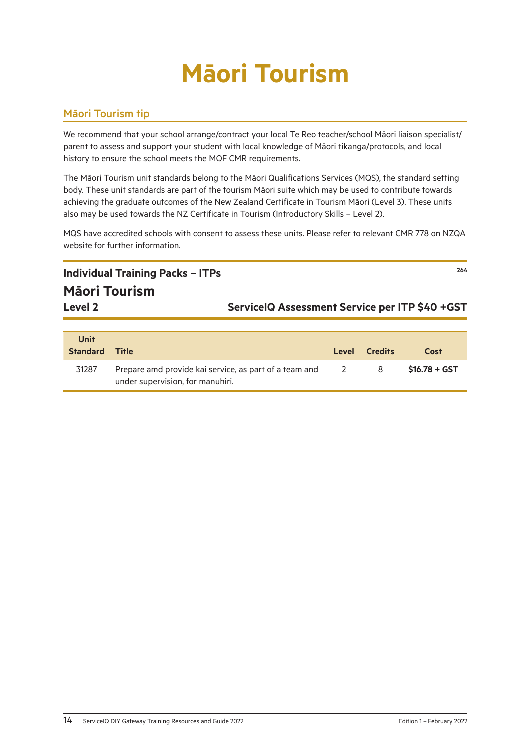# Māori Tourism

## Māori Tourism tip

We recommend that your school arrange/contract your local Te Reo teacher/school Māori liaison specialist/ parent to assess and support your student with local knowledge of Māori tikanga/protocols, and local history to ensure the school meets the MQF CMR requirements.

The Māori Tourism unit standards belong to the Māori Qualifications Services (MQS), the standard setting body. These unit standards are part of the tourism Māori suite which may be used to contribute towards achieving the graduate outcomes of the New Zealand Certificate in Tourism Māori (Level 3). These units also may be used towards the NZ Certificate in Tourism (Introductory Skills – Level 2).

MQS have accredited schools with consent to assess these units. Please refer to relevant CMR 778 on NZQA website for further information.

### Individual Training Packs – ITPs

264

## Māori Tourism

**Level 2** | **ServiceIQ Assessment Service per ITP $40 +GST**

| Unit Standard | Title | Level | Credits | Cost |
|---|---|---|---|---|
| 31287 | Prepare amd provide kai service, as part of a team and under supervision, for manuhiri. | 2 | 8 | **$16.78 + GST** |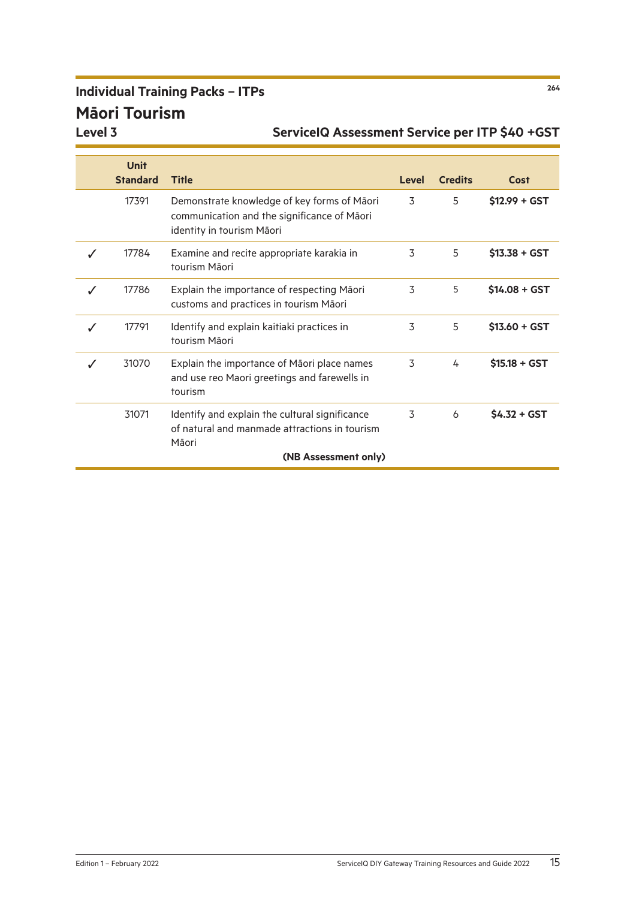## Individual Training Packs – ITPs

264

# Māori Tourism

### Level 3

### ServiceIQ Assessment Service per ITP $40 +GST

| | Unit Standard | Title | Level | Credits | Cost |
|---|---|---|---|---|---|
| | 17391 | Demonstrate knowledge of key forms of Māori communication and the significance of Māori identity in tourism Māori | 3 | 5 | **$12.99 + GST** |
| ✓ | 17784 | Examine and recite appropriate karakia in tourism Māori | 3 | 5 | **$13.38 + GST** |
| ✓ | 17786 | Explain the importance of respecting Māori customs and practices in tourism Māori | 3 | 5 | **$14.08 + GST** |
| ✓ | 17791 | Identify and explain kaitiaki practices in tourism Māori | 3 | 5 | **$13.60 + GST** |
| ✓ | 31070 | Explain the importance of Māori place names and use reo Maori greetings and farewells in tourism | 3 | 4 | **$15.18 + GST** |
| | 31071 | Identify and explain the cultural significance of natural and manmade attractions in tourism Māori<br>**(NB Assessment only)** | 3 | 6 | **$4.32 + GST** |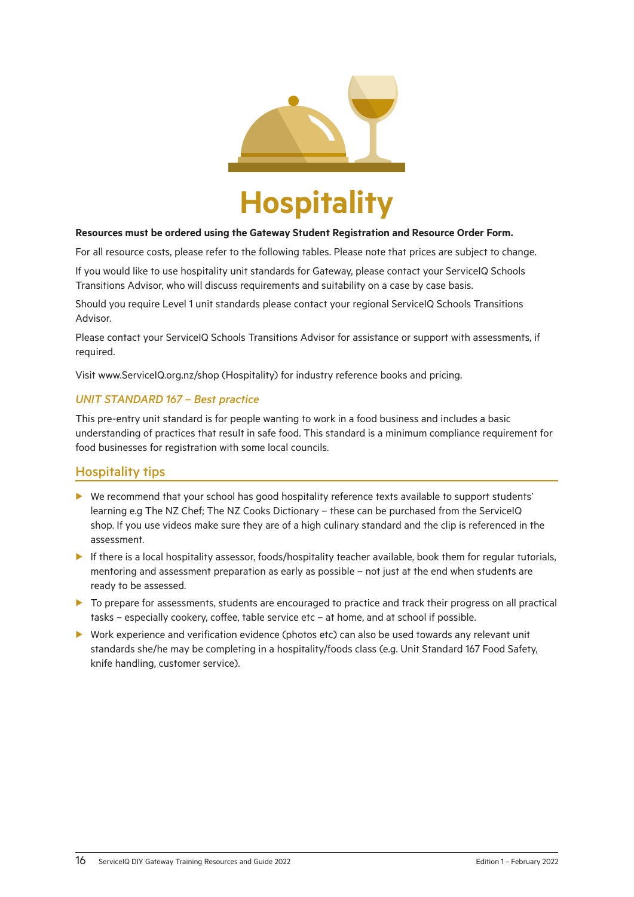# Hospitality

**Resources must be ordered using the Gateway Student Registration and Resource Order Form.**

For all resource costs, please refer to the following tables. Please note that prices are subject to change.

If you would like to use hospitality unit standards for Gateway, please contact your ServiceIQ Schools Transitions Advisor, who will discuss requirements and suitability on a case by case basis.

Should you require Level 1 unit standards please contact your regional ServiceIQ Schools Transitions Advisor.

Please contact your ServiceIQ Schools Transitions Advisor for assistance or support with assessments, if required.

Visit www.ServiceIQ.org.nz/shop (Hospitality) for industry reference books and pricing.

### *UNIT STANDARD 167 – Best practice*

This pre-entry unit standard is for people wanting to work in a food business and includes a basic understanding of practices that result in safe food. This standard is a minimum compliance requirement for food businesses for registration with some local councils.

## Hospitality tips

- We recommend that your school has good hospitality reference texts available to support students' learning e.g The NZ Chef; The NZ Cooks Dictionary – these can be purchased from the ServiceIQ shop. If you use videos make sure they are of a high culinary standard and the clip is referenced in the assessment.
- If there is a local hospitality assessor, foods/hospitality teacher available, book them for regular tutorials, mentoring and assessment preparation as early as possible – not just at the end when students are ready to be assessed.
- To prepare for assessments, students are encouraged to practice and track their progress on all practical tasks – especially cookery, coffee, table service etc – at home, and at school if possible.
- Work experience and verification evidence (photos etc) can also be used towards any relevant unit standards she/he may be completing in a hospitality/foods class (e.g. Unit Standard 167 Food Safety, knife handling, customer service).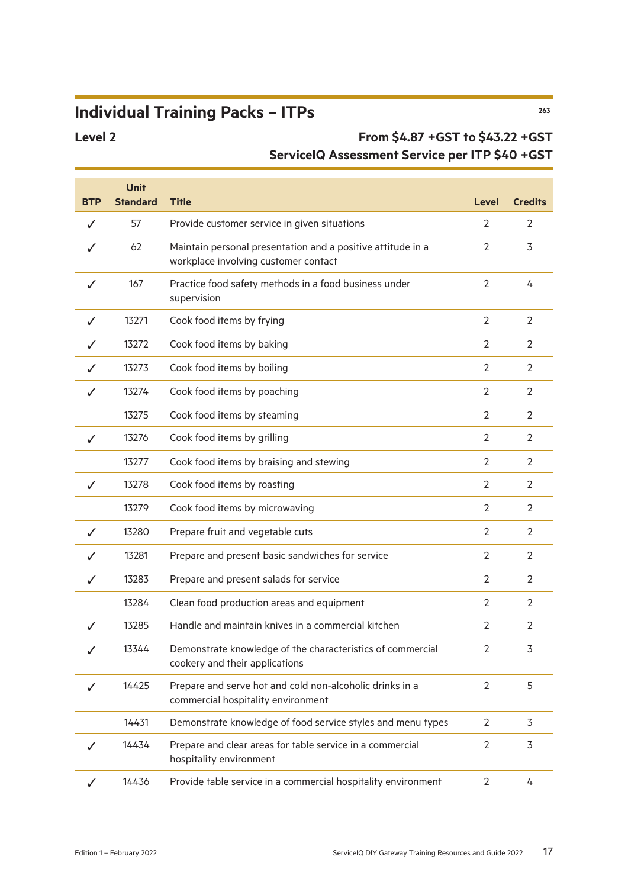# Individual Training Packs – ITPs

263

## Level 2

**From $4.87 +GST to $43.22 +GST**
**ServiceIQ Assessment Service per ITP $40 +GST**

| BTP | Unit Standard | Title | Level | Credits |
|---|---|---|---|---|
| ✓ | 57 | Provide customer service in given situations | 2 | 2 |
| ✓ | 62 | Maintain personal presentation and a positive attitude in a workplace involving customer contact | 2 | 3 |
| ✓ | 167 | Practice food safety methods in a food business under supervision | 2 | 4 |
| ✓ | 13271 | Cook food items by frying | 2 | 2 |
| ✓ | 13272 | Cook food items by baking | 2 | 2 |
| ✓ | 13273 | Cook food items by boiling | 2 | 2 |
| ✓ | 13274 | Cook food items by poaching | 2 | 2 |
| | 13275 | Cook food items by steaming | 2 | 2 |
| ✓ | 13276 | Cook food items by grilling | 2 | 2 |
| | 13277 | Cook food items by braising and stewing | 2 | 2 |
| ✓ | 13278 | Cook food items by roasting | 2 | 2 |
| | 13279 | Cook food items by microwaving | 2 | 2 |
| ✓ | 13280 | Prepare fruit and vegetable cuts | 2 | 2 |
| ✓ | 13281 | Prepare and present basic sandwiches for service | 2 | 2 |
| ✓ | 13283 | Prepare and present salads for service | 2 | 2 |
| | 13284 | Clean food production areas and equipment | 2 | 2 |
| ✓ | 13285 | Handle and maintain knives in a commercial kitchen | 2 | 2 |
| ✓ | 13344 | Demonstrate knowledge of the characteristics of commercial cookery and their applications | 2 | 3 |
| ✓ | 14425 | Prepare and serve hot and cold non-alcoholic drinks in a commercial hospitality environment | 2 | 5 |
| | 14431 | Demonstrate knowledge of food service styles and menu types | 2 | 3 |
| ✓ | 14434 | Prepare and clear areas for table service in a commercial hospitality environment | 2 | 3 |
| ✓ | 14436 | Provide table service in a commercial hospitality environment | 2 | 4 |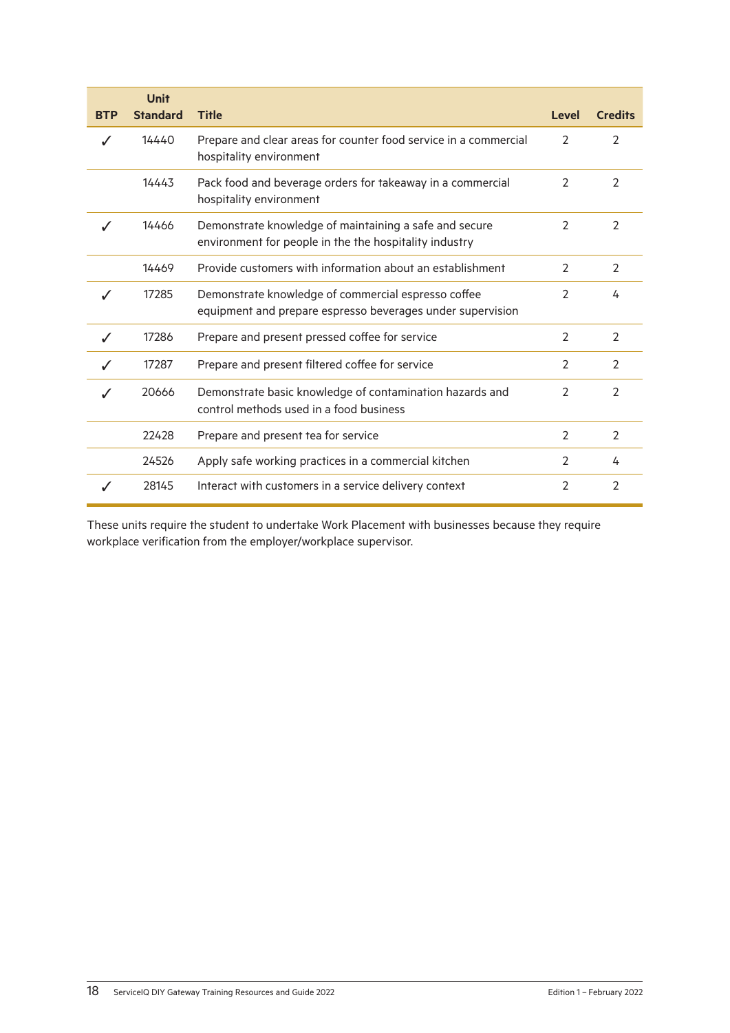| BTP | Unit Standard | Title | Level | Credits |
|---|---|---|---|---|
| ✓ | 14440 | Prepare and clear areas for counter food service in a commercial hospitality environment | 2 | 2 |
| | 14443 | Pack food and beverage orders for takeaway in a commercial hospitality environment | 2 | 2 |
| ✓ | 14466 | Demonstrate knowledge of maintaining a safe and secure environment for people in the the hospitality industry | 2 | 2 |
| | 14469 | Provide customers with information about an establishment | 2 | 2 |
| ✓ | 17285 | Demonstrate knowledge of commercial espresso coffee equipment and prepare espresso beverages under supervision | 2 | 4 |
| ✓ | 17286 | Prepare and present pressed coffee for service | 2 | 2 |
| ✓ | 17287 | Prepare and present filtered coffee for service | 2 | 2 |
| ✓ | 20666 | Demonstrate basic knowledge of contamination hazards and control methods used in a food business | 2 | 2 |
| | 22428 | Prepare and present tea for service | 2 | 2 |
| | 24526 | Apply safe working practices in a commercial kitchen | 2 | 4 |
| ✓ | 28145 | Interact with customers in a service delivery context | 2 | 2 |

These units require the student to undertake Work Placement with businesses because they require workplace verification from the employer/workplace supervisor.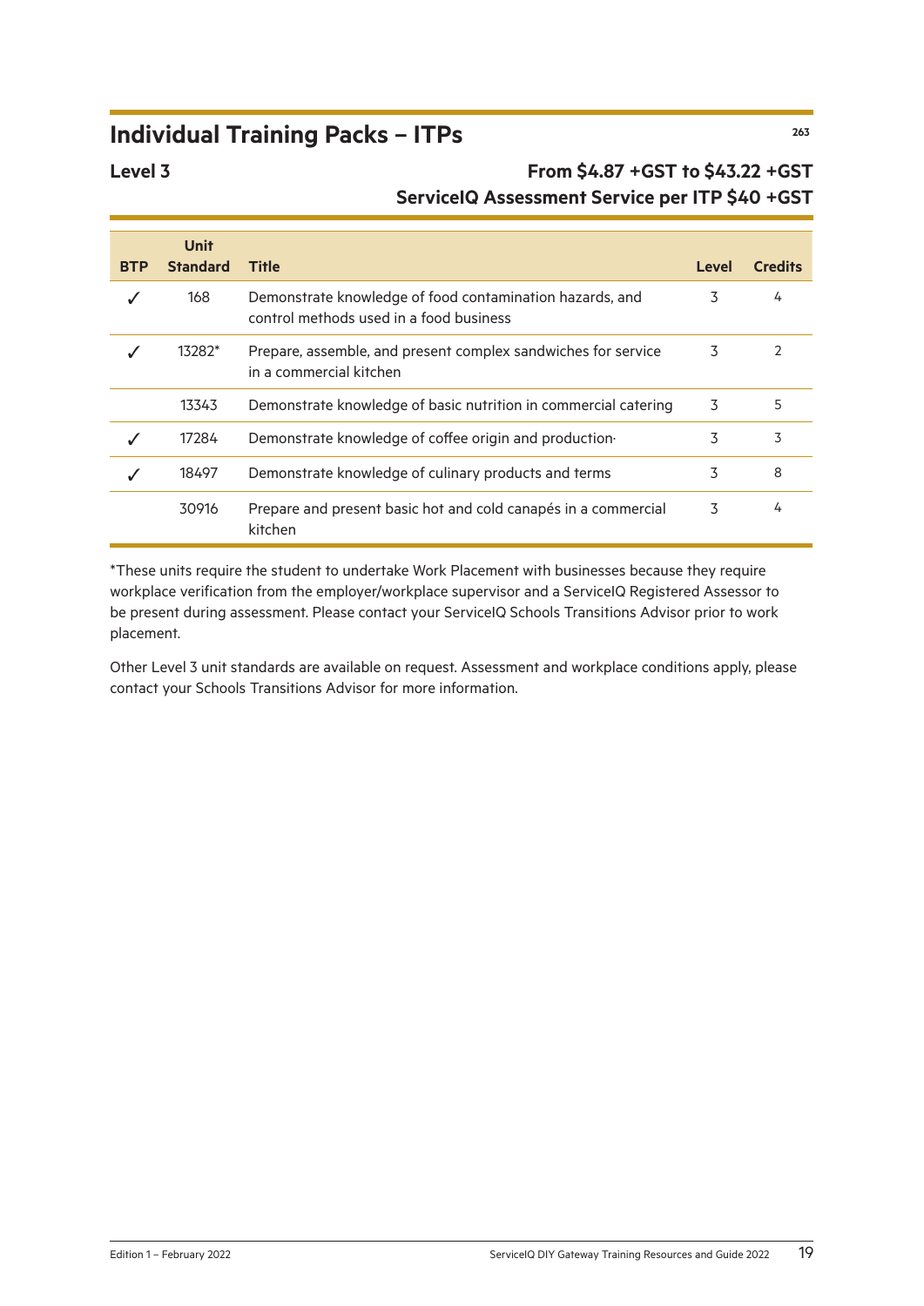## Individual Training Packs – ITPs

263

### Level 3

**From $4.87 +GST to $43.22 +GST**
**ServiceIQ Assessment Service per ITP $40 +GST**

| BTP | Unit Standard | Title | Level | Credits |
|---|---|---|---|---|
| ✓ | 168 | Demonstrate knowledge of food contamination hazards, and control methods used in a food business | 3 | 4 |
| ✓ | 13282* | Prepare, assemble, and present complex sandwiches for service in a commercial kitchen | 3 | 2 |
| | 13343 | Demonstrate knowledge of basic nutrition in commercial catering | 3 | 5 |
| ✓ | 17284 | Demonstrate knowledge of coffee origin and production· | 3 | 3 |
| ✓ | 18497 | Demonstrate knowledge of culinary products and terms | 3 | 8 |
| | 30916 | Prepare and present basic hot and cold canapés in a commercial kitchen | 3 | 4 |

*These units require the student to undertake Work Placement with businesses because they require workplace verification from the employer/workplace supervisor and a ServiceIQ Registered Assessor to be present during assessment. Please contact your ServiceIQ Schools Transitions Advisor prior to work placement.

Other Level 3 unit standards are available on request. Assessment and workplace conditions apply, please contact your Schools Transitions Advisor for more information.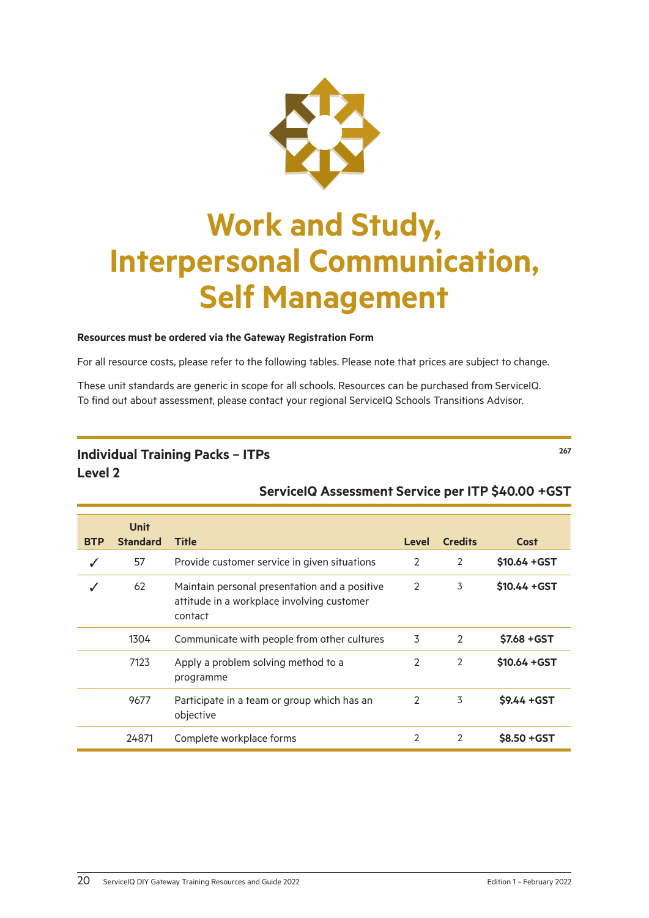# Work and Study, Interpersonal Communication, Self Management

**Resources must be ordered via the Gateway Registration Form**

For all resource costs, please refer to the following tables. Please note that prices are subject to change.

These unit standards are generic in scope for all schools. Resources can be purchased from ServiceIQ. To find out about assessment, please contact your regional ServiceIQ Schools Transitions Advisor.

## Individual Training Packs – ITPs

267

### Level 2

**ServiceIQ Assessment Service per ITP $40.00 +GST**

| BTP | Unit Standard | Title | Level | Credits | Cost |
|---|---|---|---|---|---|
| ✓ | 57 | Provide customer service in given situations | 2 | 2 | **$10.64 +GST** |
| ✓ | 62 | Maintain personal presentation and a positive attitude in a workplace involving customer contact | 2 | 3 | **$10.44 +GST** |
| | 1304 | Communicate with people from other cultures | 3 | 2 | **$7.68 +GST** |
| | 7123 | Apply a problem solving method to a programme | 2 | 2 | **$10.64 +GST** |
| | 9677 | Participate in a team or group which has an objective | 2 | 3 | **$9.44 +GST** |
| | 24871 | Complete workplace forms | 2 | 2 | **$8.50 +GST** |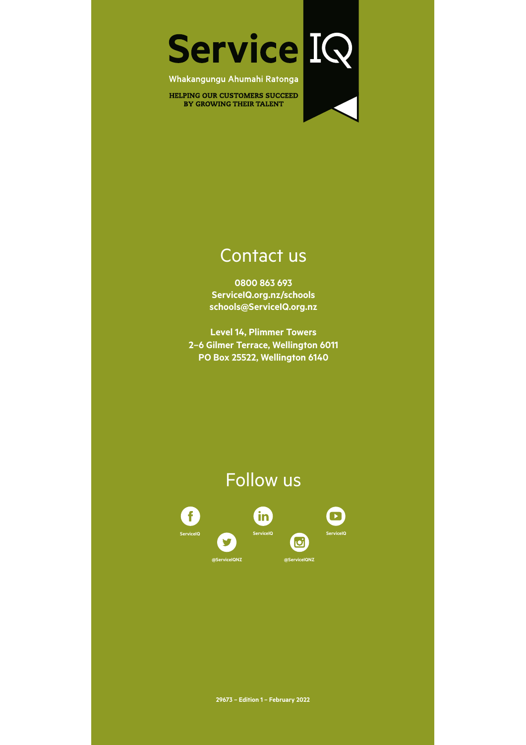Service IQ

Whakangungu Ahumahi Ratonga

HELPING OUR CUSTOMERS SUCCEED
BY GROWING THEIR TALENT

## Contact us

**0800 863 693**
**ServiceIQ.org.nz/schools**
**schools@ServiceIQ.org.nz**

**Level 14, Plimmer Towers**
**2–6 Gilmer Terrace, Wellington 6011**
**PO Box 25522, Wellington 6140**

## Follow us

ServiceIQ

@ServiceIQNZ

ServiceIQ

@ServiceIQNZ

ServiceIQ

29673 – Edition 1 – February 2022